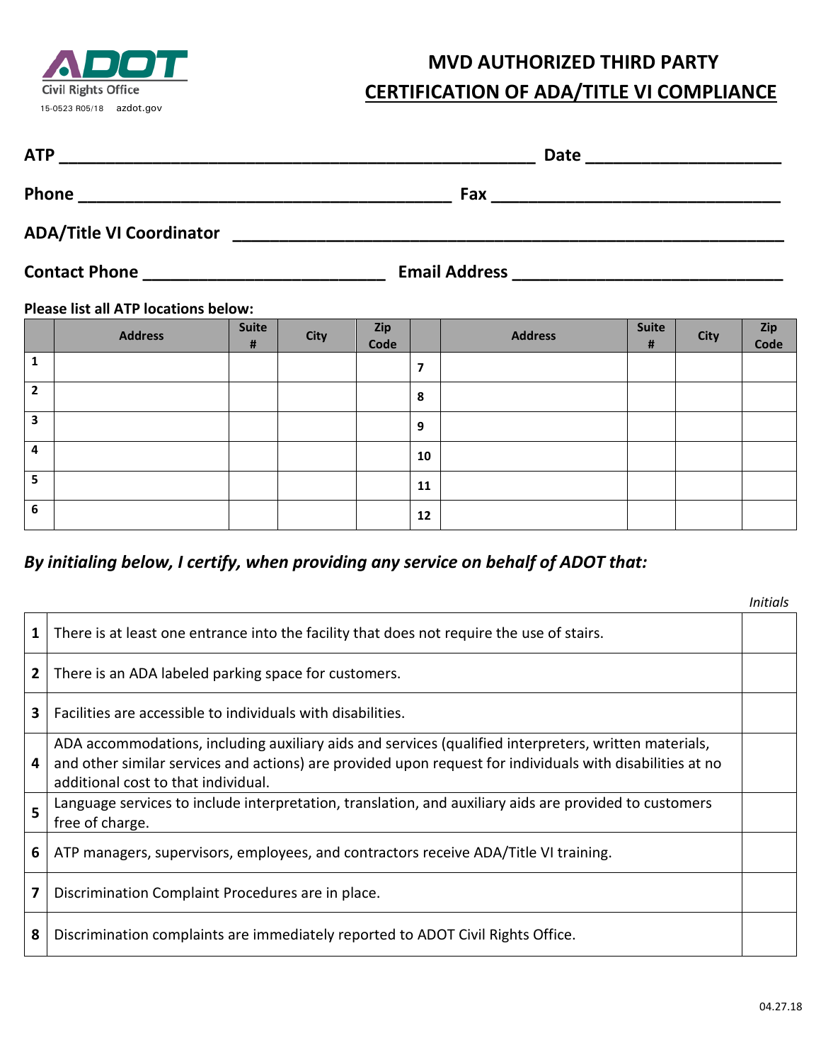ADOT

Civil Rights Office

15-0523 R05/18 azdot.gov

# MVD AUTHORIZED THIRD PARTY

## CERTIFICATION OF ADA/TITLE VI COMPLIANCE

**ATP** ______________________________________________ **Date** ____________________

**Phone** ____________________________________ **Fax** ______________________________

**ADA/Title VI Coordinator** ______________________________________________________

**Contact Phone** _________________________ **Email Address** ___________________________

**Please list all ATP locations below:**

| | Address | Suite # | City | Zip Code | | Address | Suite # | City | Zip Code |
|---|---|---|---|---|---|---|---|---|---|
| 1 | | | | | 7 | | | | |
| 2 | | | | | 8 | | | | |
| 3 | | | | | 9 | | | | |
| 4 | | | | | 10 | | | | |
| 5 | | | | | 11 | | | | |
| 6 | | | | | 12 | | | | |

***By initialing below, I certify, when providing any service on behalf of ADOT that:***

| | | *Initials* |
|---|---|---|
| **1** | There is at least one entrance into the facility that does not require the use of stairs. | |
| **2** | There is an ADA labeled parking space for customers. | |
| **3** | Facilities are accessible to individuals with disabilities. | |
| **4** | ADA accommodations, including auxiliary aids and services (qualified interpreters, written materials, and other similar services and actions) are provided upon request for individuals with disabilities at no additional cost to that individual. | |
| **5** | Language services to include interpretation, translation, and auxiliary aids are provided to customers free of charge. | |
| **6** | ATP managers, supervisors, employees, and contractors receive ADA/Title VI training. | |
| **7** | Discrimination Complaint Procedures are in place. | |
| **8** | Discrimination complaints are immediately reported to ADOT Civil Rights Office. | |

04.27.18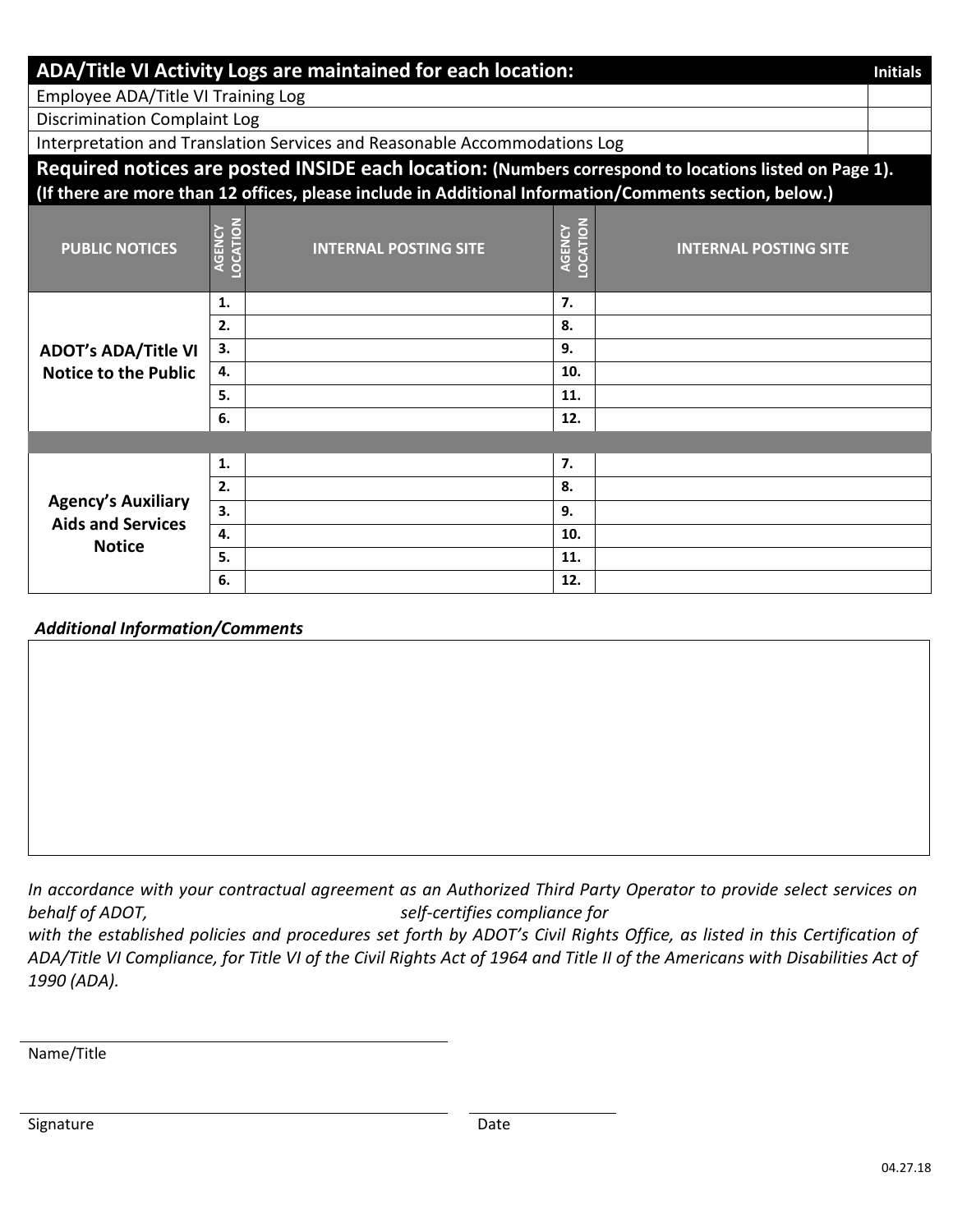| ADA/Title VI Activity Logs are maintained for each location: | Initials |
|---|---|
| Employee ADA/Title VI Training Log | |
| Discrimination Complaint Log | |
| Interpretation and Translation Services and Reasonable Accommodations Log | |

**Required notices are posted INSIDE each location: (Numbers correspond to locations listed on Page 1). (If there are more than 12 offices, please include in Additional Information/Comments section, below.)**

| PUBLIC NOTICES | AGENCY LOCATION | INTERNAL POSTING SITE | AGENCY LOCATION | INTERNAL POSTING SITE |
|---|---|---|---|---|
| ADOT's ADA/Title VI Notice to the Public | 1. | | 7. | |
| | 2. | | 8. | |
| | 3. | | 9. | |
| | 4. | | 10. | |
| | 5. | | 11. | |
| | 6. | | 12. | |
| Agency's Auxiliary Aids and Services Notice | 1. | | 7. | |
| | 2. | | 8. | |
| | 3. | | 9. | |
| | 4. | | 10. | |
| | 5. | | 11. | |
| | 6. | | 12. | |

***Additional Information/Comments***

*In accordance with your contractual agreement as an Authorized Third Party Operator to provide select services on behalf of ADOT, \_\_\_\_\_\_\_\_\_\_\_\_\_\_\_\_ self-certifies compliance for with the established policies and procedures set forth by ADOT's Civil Rights Office, as listed in this Certification of ADA/Title VI Compliance, for Title VI of the Civil Rights Act of 1964 and Title II of the Americans with Disabilities Act of 1990 (ADA).*

\_\_\_\_\_\_\_\_\_\_\_\_\_\_\_\_\_\_\_\_\_\_\_\_\_\_\_\_\_\_\_\_\_\_\_\_\_\_\_\_

Name/Title

\_\_\_\_\_\_\_\_\_\_\_\_\_\_\_\_\_\_\_\_\_\_\_\_\_\_\_\_\_\_\_\_\_\_\_\_\_\_\_\_ \_\_\_\_\_\_\_\_\_\_\_\_\_\_\_\_

Signature Date

04.27.18